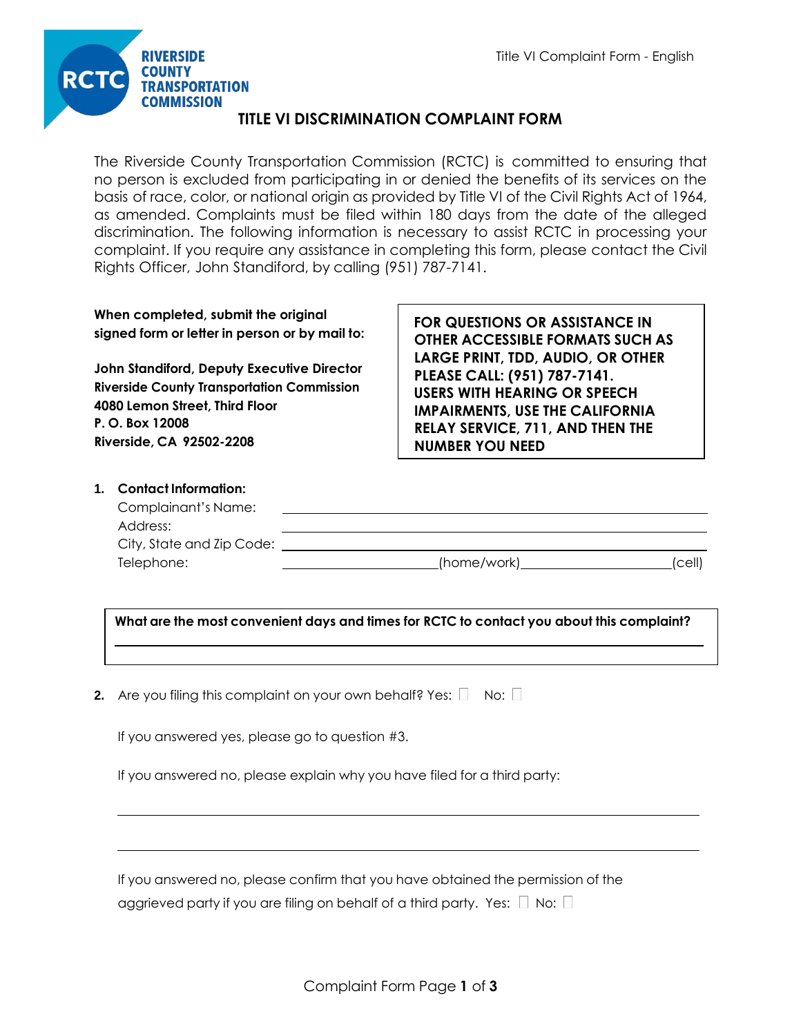RIVERSIDE COUNTY TRANSPORTATION COMMISSION

Title VI Complaint Form - English

# TITLE VI DISCRIMINATION COMPLAINT FORM

The Riverside County Transportation Commission (RCTC) is committed to ensuring that no person is excluded from participating in or denied the benefits of its services on the basis of race, color, or national origin as provided by Title VI of the Civil Rights Act of 1964, as amended. Complaints must be filed within 180 days from the date of the alleged discrimination. The following information is necessary to assist RCTC in processing your complaint. If you require any assistance in completing this form, please contact the Civil Rights Officer, John Standiford, by calling (951) 787-7141.

**When completed, submit the original signed form or letter in person or by mail to:**

**John Standiford, Deputy Executive Director**
**Riverside County Transportation Commission**
**4080 Lemon Street, Third Floor**
**P. O. Box 12008**
**Riverside, CA 92502-2208**

**FOR QUESTIONS OR ASSISTANCE IN OTHER ACCESSIBLE FORMATS SUCH AS LARGE PRINT, TDD, AUDIO, OR OTHER PLEASE CALL: (951) 787-7141. USERS WITH HEARING OR SPEECH IMPAIRMENTS, USE THE CALIFORNIA RELAY SERVICE, 711, AND THEN THE NUMBER YOU NEED**

1. **Contact Information:**

   Complainant's Name: ______________________________

   Address: ______________________________

   City, State and Zip Code: ______________________________

   Telephone: ______________(home/work) ______________(cell)

**What are the most convenient days and times for RCTC to contact you about this complaint?**

______________________________

2. Are you filing this complaint on your own behalf? Yes: ☐ No: ☐

   If you answered yes, please go to question #3.

   If you answered no, please explain why you have filed for a third party:

   ______________________________

   ______________________________

   If you answered no, please confirm that you have obtained the permission of the aggrieved party if you are filing on behalf of a third party. Yes: ☐ No: ☐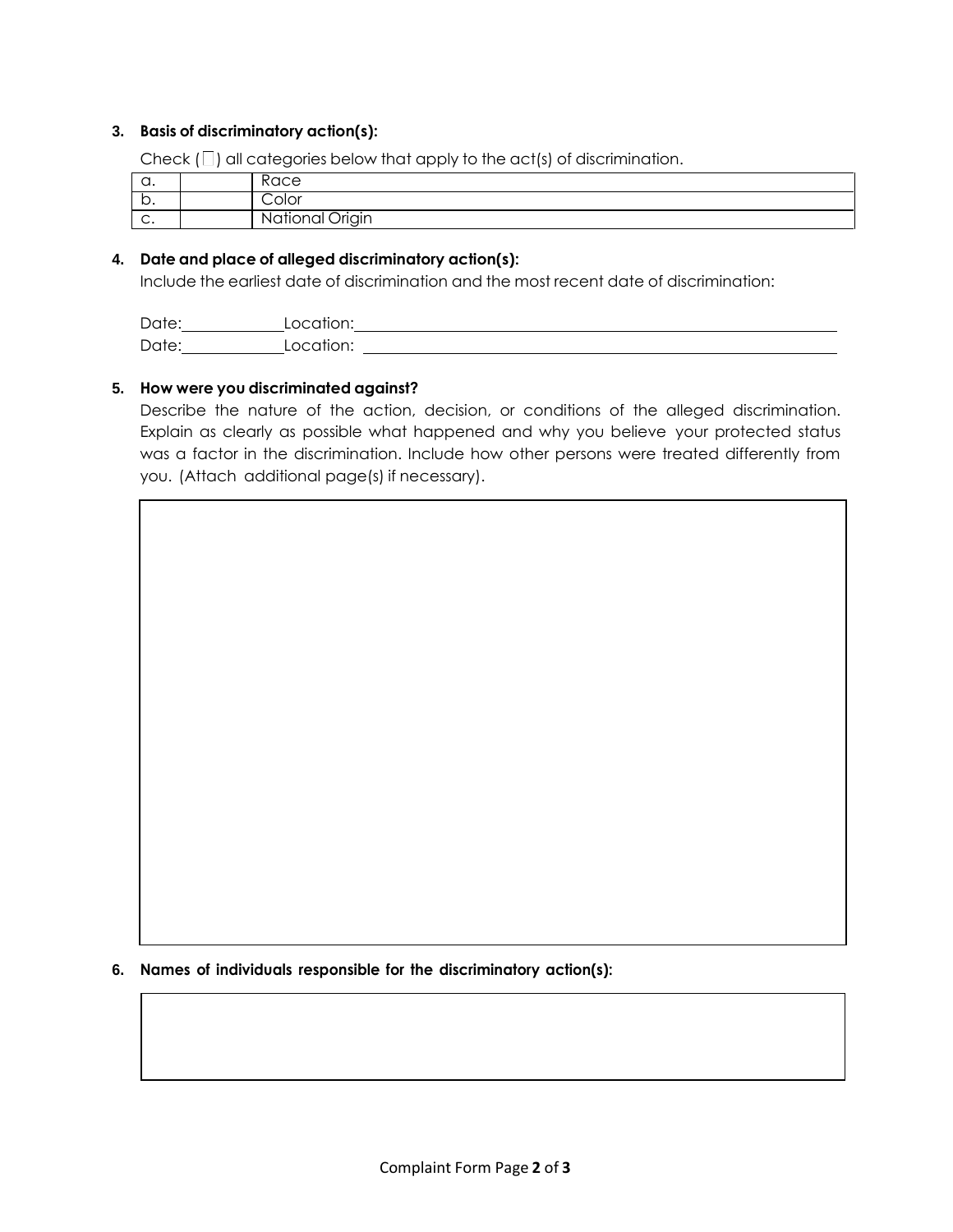**3. Basis of discriminatory action(s):**

Check (□) all categories below that apply to the act(s) of discrimination.

| | | |
|---|---|---|
| a. | | Race |
| b. | | Color |
| c. | | National Origin |

**4. Date and place of alleged discriminatory action(s):**

Include the earliest date of discrimination and the most recent date of discrimination:

Date:\_\_\_\_\_\_\_\_\_\_\_\_ Location:\_\_\_\_\_\_\_\_\_\_\_\_\_\_\_\_\_\_\_\_\_\_\_\_\_\_\_\_\_\_\_\_\_\_\_\_\_\_\_\_\_\_\_\_\_\_\_\_\_\_\_\_

Date:\_\_\_\_\_\_\_\_\_\_\_\_ Location:\_\_\_\_\_\_\_\_\_\_\_\_\_\_\_\_\_\_\_\_\_\_\_\_\_\_\_\_\_\_\_\_\_\_\_\_\_\_\_\_\_\_\_\_\_\_\_\_\_\_\_\_

**5. How were you discriminated against?**

Describe the nature of the action, decision, or conditions of the alleged discrimination. Explain as clearly as possible what happened and why you believe your protected status was a factor in the discrimination. Include how other persons were treated differently from you. (Attach additional page(s) if necessary).

| |
|---|
| |

**6. Names of individuals responsible for the discriminatory action(s):**

| |
|---|
| |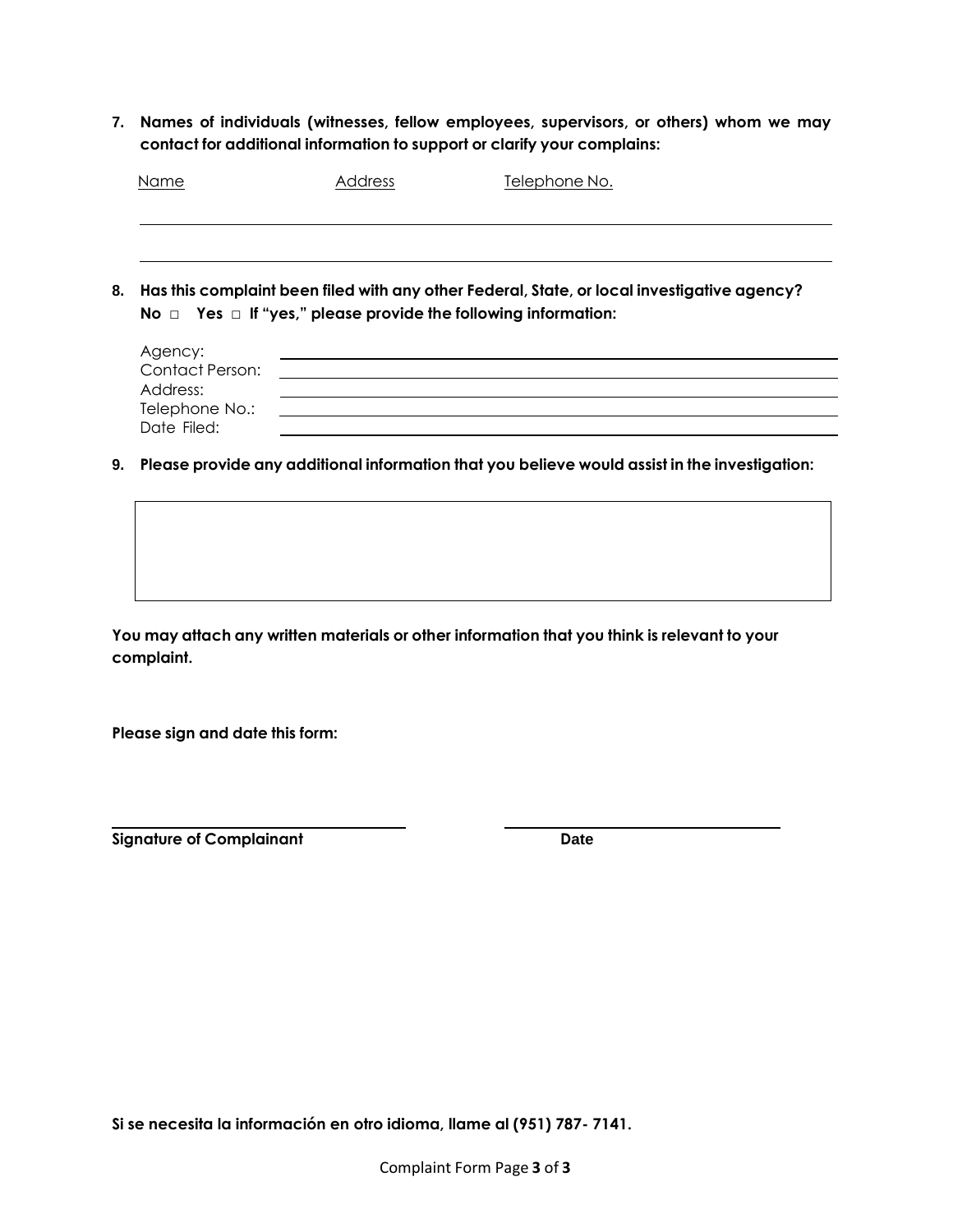**7. Names of individuals (witnesses, fellow employees, supervisors, or others) whom we may contact for additional information to support or clarify your complains:**

| Name | Address | Telephone No. |
|---|---|---|
| | | |
| | | |

**8. Has this complaint been filed with any other Federal, State, or local investigative agency?**
**No □ Yes □ If "yes," please provide the following information:**

Agency: ______________________________

Contact Person: ______________________________

Address: ______________________________

Telephone No.: ______________________________

Date Filed: ______________________________

**9. Please provide any additional information that you believe would assist in the investigation:**

| |
|---|
| |

**You may attach any written materials or other information that you think is relevant to your complaint.**

**Please sign and date this form:**

______________________________ ______________________________

**Signature of Complainant** **Date**

**Si se necesita la información en otro idioma, llame al (951) 787- 7141.**